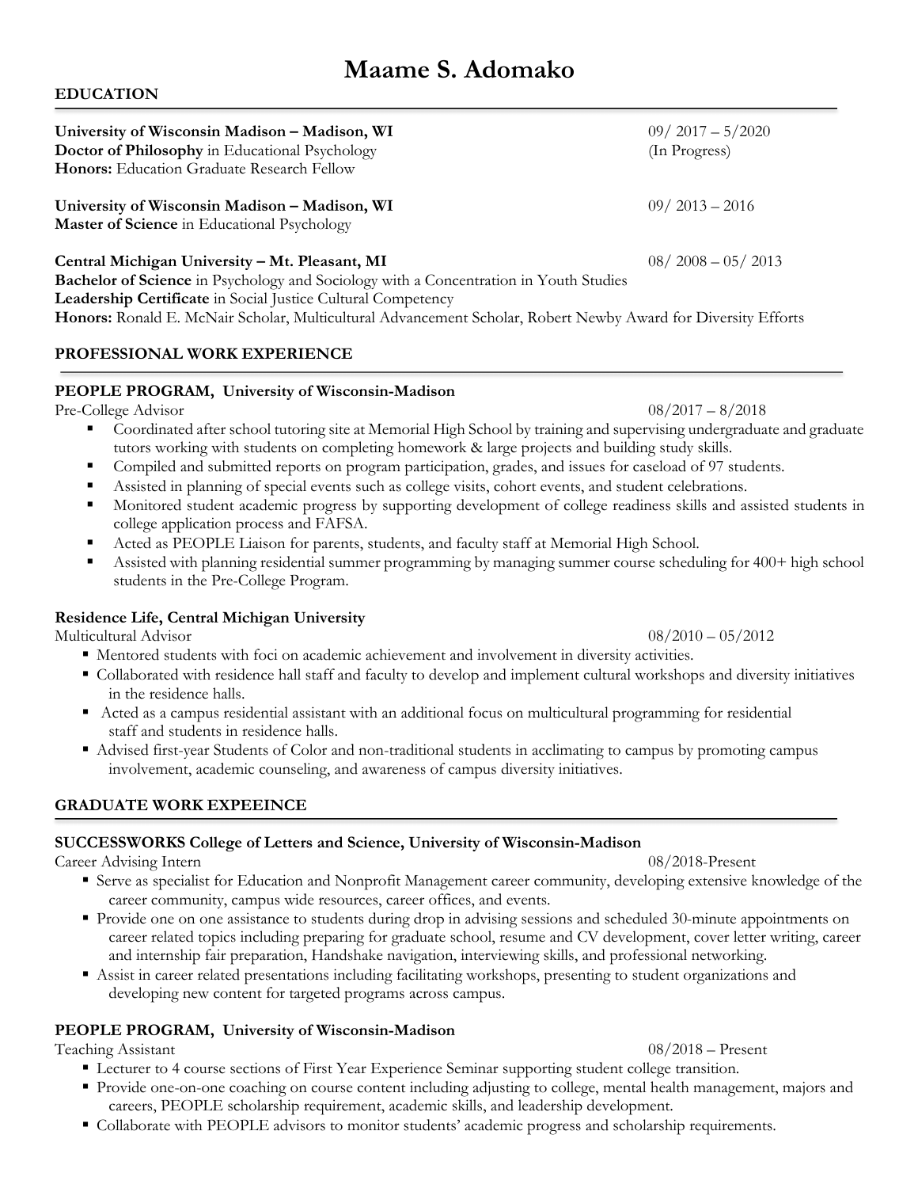# Maame S. Adomako

## EDUCATION

**University of Wisconsin Madison – Madison, WI** 09/ 2017 – 5/2020
**Doctor of Philosophy** in Educational Psychology (In Progress)
**Honors:** Education Graduate Research Fellow

**University of Wisconsin Madison – Madison, WI** 09/ 2013 – 2016
**Master of Science** in Educational Psychology

**Central Michigan University – Mt. Pleasant, MI** 08/ 2008 – 05/ 2013
**Bachelor of Science** in Psychology and Sociology with a Concentration in Youth Studies
**Leadership Certificate** in Social Justice Cultural Competency
**Honors:** Ronald E. McNair Scholar, Multicultural Advancement Scholar, Robert Newby Award for Diversity Efforts

## PROFESSIONAL WORK EXPERIENCE

**PEOPLE PROGRAM, University of Wisconsin-Madison**
Pre-College Advisor 08/2017 – 8/2018

- Coordinated after school tutoring site at Memorial High School by training and supervising undergraduate and graduate tutors working with students on completing homework & large projects and building study skills.
- Compiled and submitted reports on program participation, grades, and issues for caseload of 97 students.
- Assisted in planning of special events such as college visits, cohort events, and student celebrations.
- Monitored student academic progress by supporting development of college readiness skills and assisted students in college application process and FAFSA.
- Acted as PEOPLE Liaison for parents, students, and faculty staff at Memorial High School.
- Assisted with planning residential summer programming by managing summer course scheduling for 400+ high school students in the Pre-College Program.

**Residence Life, Central Michigan University**
Multicultural Advisor 08/2010 – 05/2012

- Mentored students with foci on academic achievement and involvement in diversity activities.
- Collaborated with residence hall staff and faculty to develop and implement cultural workshops and diversity initiatives in the residence halls.
- Acted as a campus residential assistant with an additional focus on multicultural programming for residential staff and students in residence halls.
- Advised first-year Students of Color and non-traditional students in acclimating to campus by promoting campus involvement, academic counseling, and awareness of campus diversity initiatives.

## GRADUATE WORK EXPEEINCE

**SUCCESSWORKS College of Letters and Science, University of Wisconsin-Madison**
Career Advising Intern 08/2018-Present

- Serve as specialist for Education and Nonprofit Management career community, developing extensive knowledge of the career community, campus wide resources, career offices, and events.
- Provide one on one assistance to students during drop in advising sessions and scheduled 30-minute appointments on career related topics including preparing for graduate school, resume and CV development, cover letter writing, career and internship fair preparation, Handshake navigation, interviewing skills, and professional networking.
- Assist in career related presentations including facilitating workshops, presenting to student organizations and developing new content for targeted programs across campus.

**PEOPLE PROGRAM, University of Wisconsin-Madison**
Teaching Assistant 08/2018 – Present

- Lecturer to 4 course sections of First Year Experience Seminar supporting student college transition.
- Provide one-on-one coaching on course content including adjusting to college, mental health management, majors and careers, PEOPLE scholarship requirement, academic skills, and leadership development.
- Collaborate with PEOPLE advisors to monitor students' academic progress and scholarship requirements.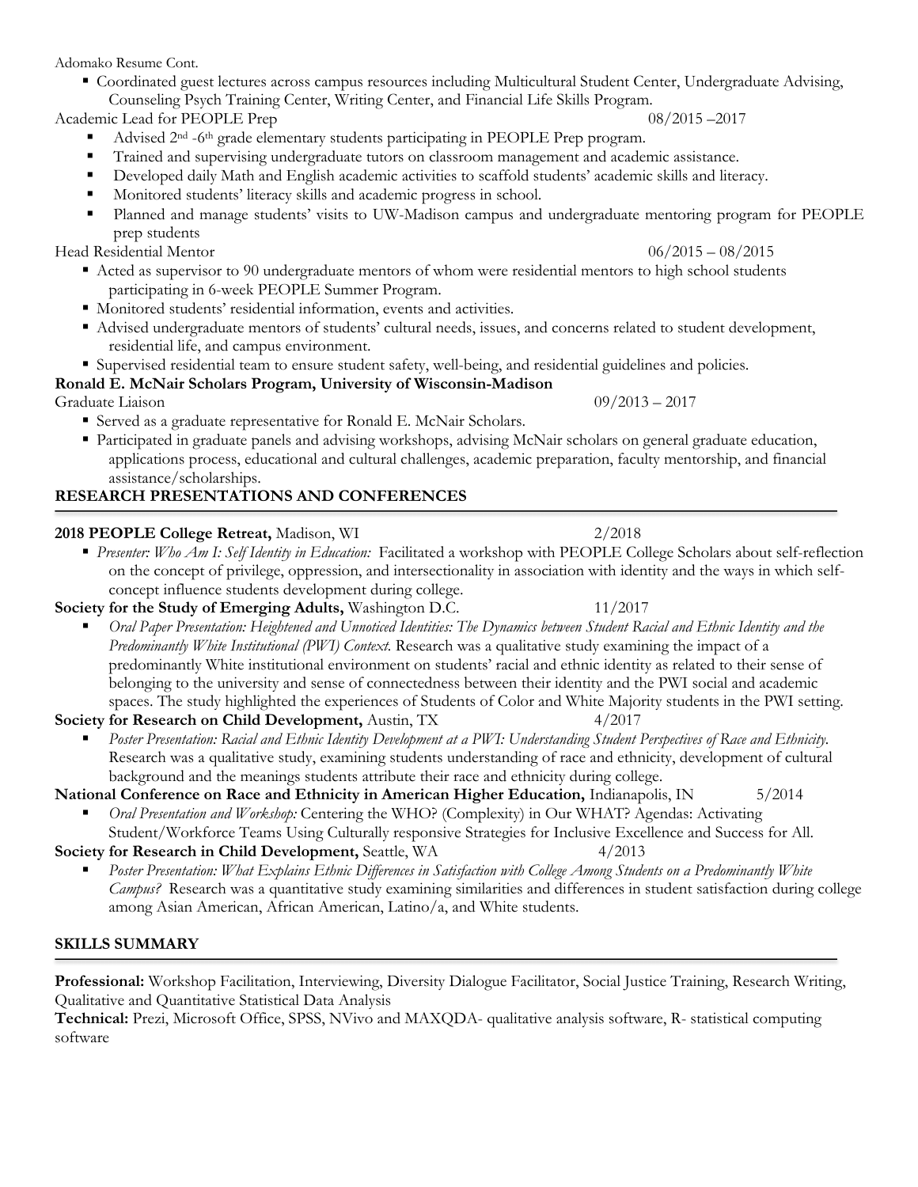- Coordinated guest lectures across campus resources including Multicultural Student Center, Undergraduate Advising, Counseling Psych Training Center, Writing Center, and Financial Life Skills Program.

Academic Lead for PEOPLE Prep 08/2015 –2017

- Advised 2nd -6th grade elementary students participating in PEOPLE Prep program.
- Trained and supervising undergraduate tutors on classroom management and academic assistance.
- Developed daily Math and English academic activities to scaffold students' academic skills and literacy.
- Monitored students' literacy skills and academic progress in school.
- Planned and manage students' visits to UW-Madison campus and undergraduate mentoring program for PEOPLE prep students

Head Residential Mentor 06/2015 – 08/2015

- Acted as supervisor to 90 undergraduate mentors of whom were residential mentors to high school students participating in 6-week PEOPLE Summer Program.
- Monitored students' residential information, events and activities.
- Advised undergraduate mentors of students' cultural needs, issues, and concerns related to student development, residential life, and campus environment.
- Supervised residential team to ensure student safety, well-being, and residential guidelines and policies.

**Ronald E. McNair Scholars Program, University of Wisconsin-Madison**

Graduate Liaison 09/2013 – 2017

- Served as a graduate representative for Ronald E. McNair Scholars.
- Participated in graduate panels and advising workshops, advising McNair scholars on general graduate education, applications process, educational and cultural challenges, academic preparation, faculty mentorship, and financial assistance/scholarships.

## RESEARCH PRESENTATIONS AND CONFERENCES

**2018 PEOPLE College Retreat,** Madison, WI 2/2018

- *Presenter: Who Am I: Self Identity in Education:* Facilitated a workshop with PEOPLE College Scholars about self-reflection on the concept of privilege, oppression, and intersectionality in association with identity and the ways in which self-concept influence students development during college.

**Society for the Study of Emerging Adults,** Washington D.C. 11/2017

- *Oral Paper Presentation: Heightened and Unnoticed Identities: The Dynamics between Student Racial and Ethnic Identity and the Predominantly White Institutional (PWI) Context.* Research was a qualitative study examining the impact of a predominantly White institutional environment on students' racial and ethnic identity as related to their sense of belonging to the university and sense of connectedness between their identity and the PWI social and academic spaces. The study highlighted the experiences of Students of Color and White Majority students in the PWI setting.

**Society for Research on Child Development,** Austin, TX 4/2017

- *Poster Presentation: Racial and Ethnic Identity Development at a PWI: Understanding Student Perspectives of Race and Ethnicity.* Research was a qualitative study, examining students understanding of race and ethnicity, development of cultural background and the meanings students attribute their race and ethnicity during college.

**National Conference on Race and Ethnicity in American Higher Education,** Indianapolis, IN 5/2014

- *Oral Presentation and Workshop:* Centering the WHO? (Complexity) in Our WHAT? Agendas: Activating Student/Workforce Teams Using Culturally responsive Strategies for Inclusive Excellence and Success for All.

**Society for Research in Child Development,** Seattle, WA 4/2013

- *Poster Presentation: What Explains Ethnic Differences in Satisfaction with College Among Students on a Predominantly White Campus?* Research was a quantitative study examining similarities and differences in student satisfaction during college among Asian American, African American, Latino/a, and White students.

## SKILLS SUMMARY

**Professional:** Workshop Facilitation, Interviewing, Diversity Dialogue Facilitator, Social Justice Training, Research Writing, Qualitative and Quantitative Statistical Data Analysis

**Technical:** Prezi, Microsoft Office, SPSS, NVivo and MAXQDA- qualitative analysis software, R- statistical computing software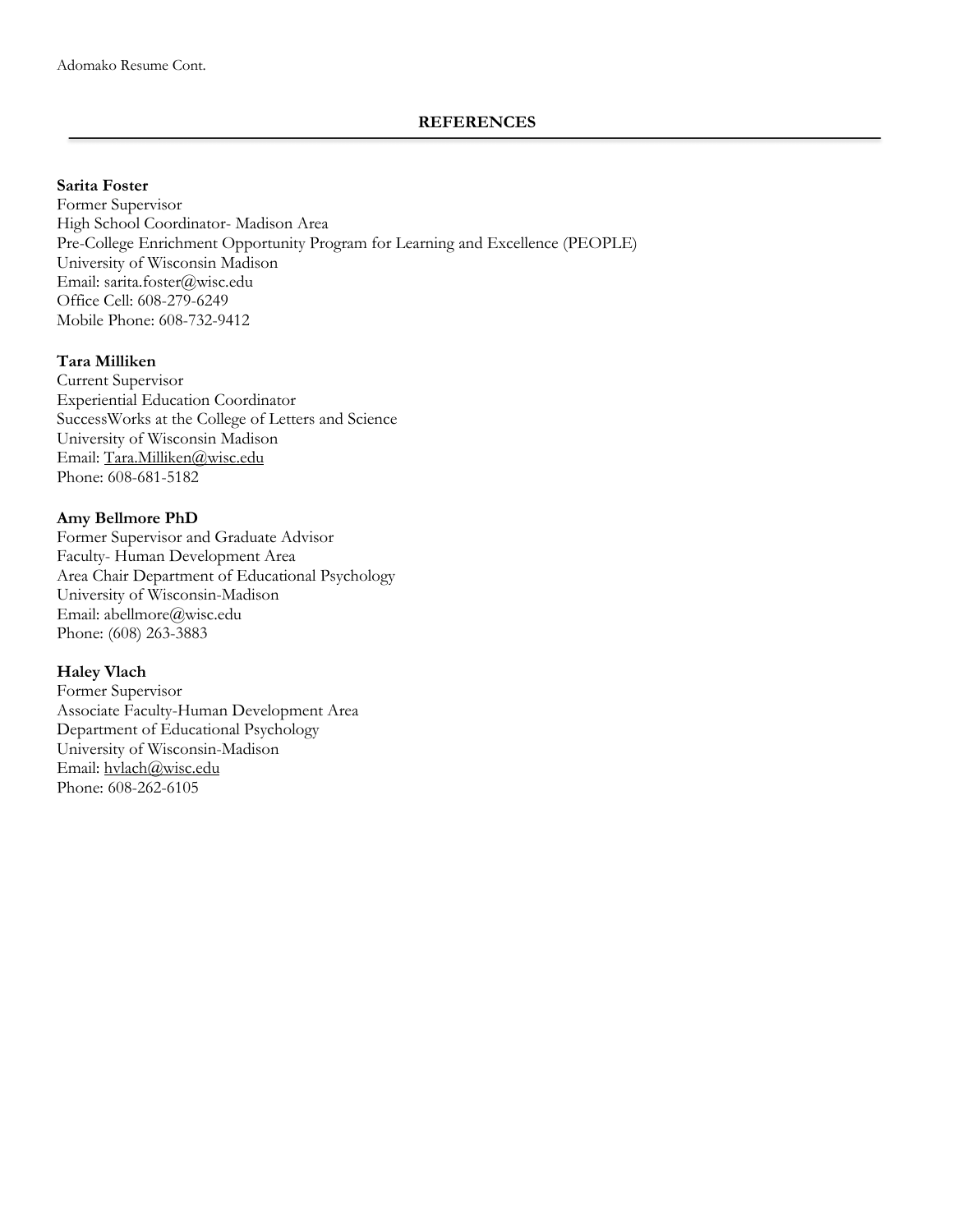## REFERENCES

**Sarita Foster**
Former Supervisor
High School Coordinator- Madison Area
Pre-College Enrichment Opportunity Program for Learning and Excellence (PEOPLE)
University of Wisconsin Madison
Email: sarita.foster@wisc.edu
Office Cell: 608-279-6249
Mobile Phone: 608-732-9412

**Tara Milliken**
Current Supervisor
Experiential Education Coordinator
SuccessWorks at the College of Letters and Science
University of Wisconsin Madison
Email: Tara.Milliken@wisc.edu
Phone: 608-681-5182

**Amy Bellmore PhD**
Former Supervisor and Graduate Advisor
Faculty- Human Development Area
Area Chair Department of Educational Psychology
University of Wisconsin-Madison
Email: abellmore@wisc.edu
Phone: (608) 263-3883

**Haley Vlach**
Former Supervisor
Associate Faculty-Human Development Area
Department of Educational Psychology
University of Wisconsin-Madison
Email: hvlach@wisc.edu
Phone: 608-262-6105